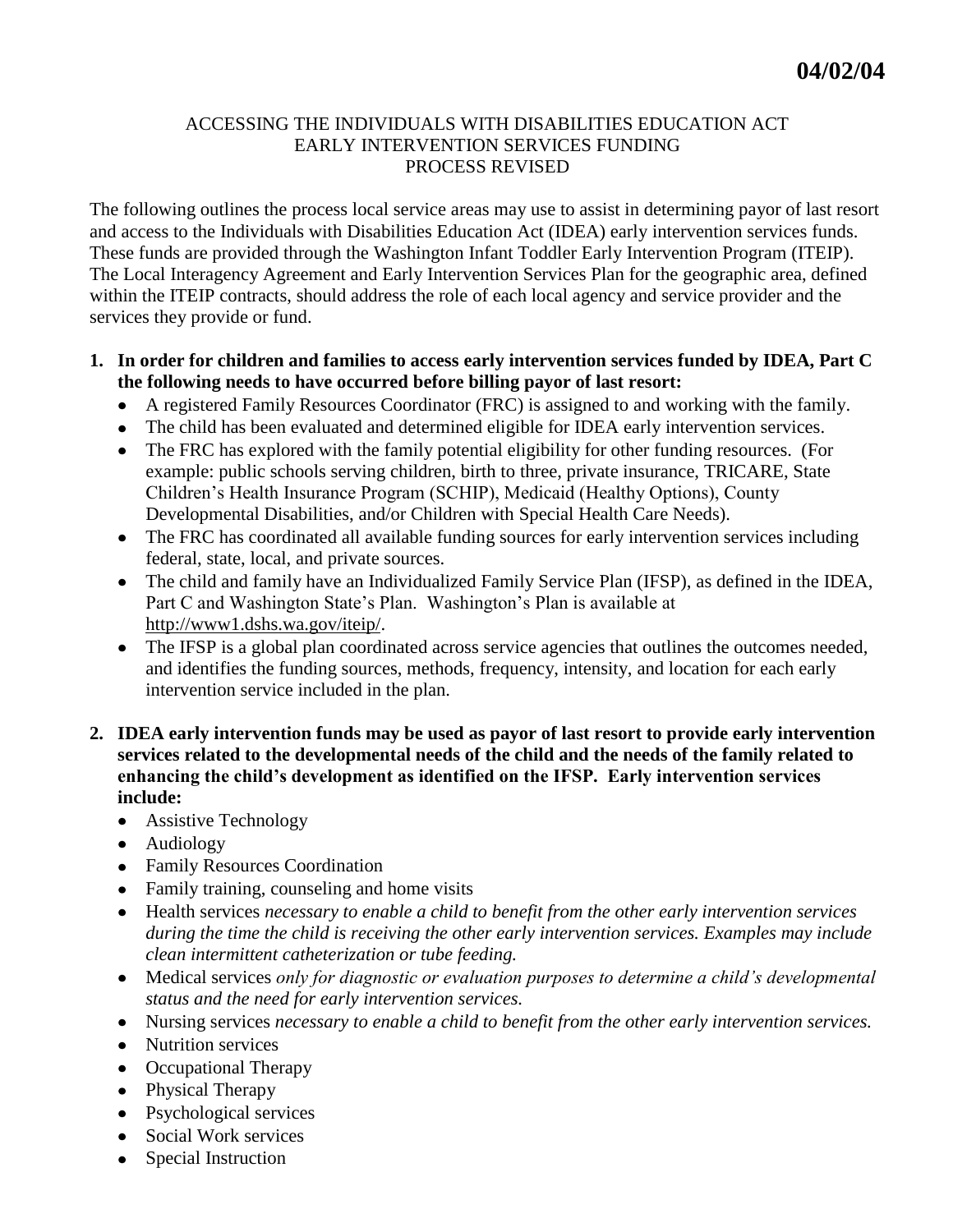**04/02/04**

# ACCESSING THE INDIVIDUALS WITH DISABILITIES EDUCATION ACT EARLY INTERVENTION SERVICES FUNDING PROCESS REVISED

The following outlines the process local service areas may use to assist in determining payor of last resort and access to the Individuals with Disabilities Education Act (IDEA) early intervention services funds. These funds are provided through the Washington Infant Toddler Early Intervention Program (ITEIP). The Local Interagency Agreement and Early Intervention Services Plan for the geographic area, defined within the ITEIP contracts, should address the role of each local agency and service provider and the services they provide or fund.

1. **In order for children and families to access early intervention services funded by IDEA, Part C the following needs to have occurred before billing payor of last resort:**
   - A registered Family Resources Coordinator (FRC) is assigned to and working with the family.
   - The child has been evaluated and determined eligible for IDEA early intervention services.
   - The FRC has explored with the family potential eligibility for other funding resources. (For example: public schools serving children, birth to three, private insurance, TRICARE, State Children's Health Insurance Program (SCHIP), Medicaid (Healthy Options), County Developmental Disabilities, and/or Children with Special Health Care Needs).
   - The FRC has coordinated all available funding sources for early intervention services including federal, state, local, and private sources.
   - The child and family have an Individualized Family Service Plan (IFSP), as defined in the IDEA, Part C and Washington State's Plan. Washington's Plan is available at http://www1.dshs.wa.gov/iteip/.
   - The IFSP is a global plan coordinated across service agencies that outlines the outcomes needed, and identifies the funding sources, methods, frequency, intensity, and location for each early intervention service included in the plan.

2. **IDEA early intervention funds may be used as payor of last resort to provide early intervention services related to the developmental needs of the child and the needs of the family related to enhancing the child's development as identified on the IFSP. Early intervention services include:**
   - Assistive Technology
   - Audiology
   - Family Resources Coordination
   - Family training, counseling and home visits
   - Health services *necessary to enable a child to benefit from the other early intervention services during the time the child is receiving the other early intervention services. Examples may include clean intermittent catheterization or tube feeding.*
   - Medical services *only for diagnostic or evaluation purposes to determine a child's developmental status and the need for early intervention services.*
   - Nursing services *necessary to enable a child to benefit from the other early intervention services.*
   - Nutrition services
   - Occupational Therapy
   - Physical Therapy
   - Psychological services
   - Social Work services
   - Special Instruction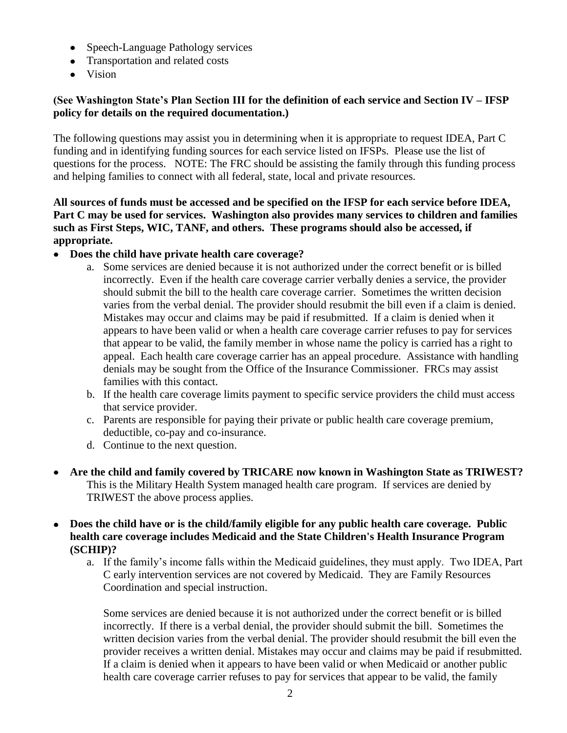- Speech-Language Pathology services
- Transportation and related costs
- Vision

**(See Washington State's Plan Section III for the definition of each service and Section IV – IFSP policy for details on the required documentation.)**

The following questions may assist you in determining when it is appropriate to request IDEA, Part C funding and in identifying funding sources for each service listed on IFSPs. Please use the list of questions for the process. NOTE: The FRC should be assisting the family through this funding process and helping families to connect with all federal, state, local and private resources.

**All sources of funds must be accessed and be specified on the IFSP for each service before IDEA, Part C may be used for services. Washington also provides many services to children and families such as First Steps, WIC, TANF, and others. These programs should also be accessed, if appropriate.**

- **Does the child have private health care coverage?**
    a. Some services are denied because it is not authorized under the correct benefit or is billed incorrectly. Even if the health care coverage carrier verbally denies a service, the provider should submit the bill to the health care coverage carrier. Sometimes the written decision varies from the verbal denial. The provider should resubmit the bill even if a claim is denied. Mistakes may occur and claims may be paid if resubmitted. If a claim is denied when it appears to have been valid or when a health care coverage carrier refuses to pay for services that appear to be valid, the family member in whose name the policy is carried has a right to appeal. Each health care coverage carrier has an appeal procedure. Assistance with handling denials may be sought from the Office of the Insurance Commissioner. FRCs may assist families with this contact.
    b. If the health care coverage limits payment to specific service providers the child must access that service provider.
    c. Parents are responsible for paying their private or public health care coverage premium, deductible, co-pay and co-insurance.
    d. Continue to the next question.

- **Are the child and family covered by TRICARE now known in Washington State as TRIWEST?** This is the Military Health System managed health care program. If services are denied by TRIWEST the above process applies.

- **Does the child have or is the child/family eligible for any public health care coverage. Public health care coverage includes Medicaid and the State Children's Health Insurance Program (SCHIP)?**
    a. If the family's income falls within the Medicaid guidelines, they must apply. Two IDEA, Part C early intervention services are not covered by Medicaid. They are Family Resources Coordination and special instruction.

       Some services are denied because it is not authorized under the correct benefit or is billed incorrectly. If there is a verbal denial, the provider should submit the bill. Sometimes the written decision varies from the verbal denial. The provider should resubmit the bill even the provider receives a written denial. Mistakes may occur and claims may be paid if resubmitted. If a claim is denied when it appears to have been valid or when Medicaid or another public health care coverage carrier refuses to pay for services that appear to be valid, the family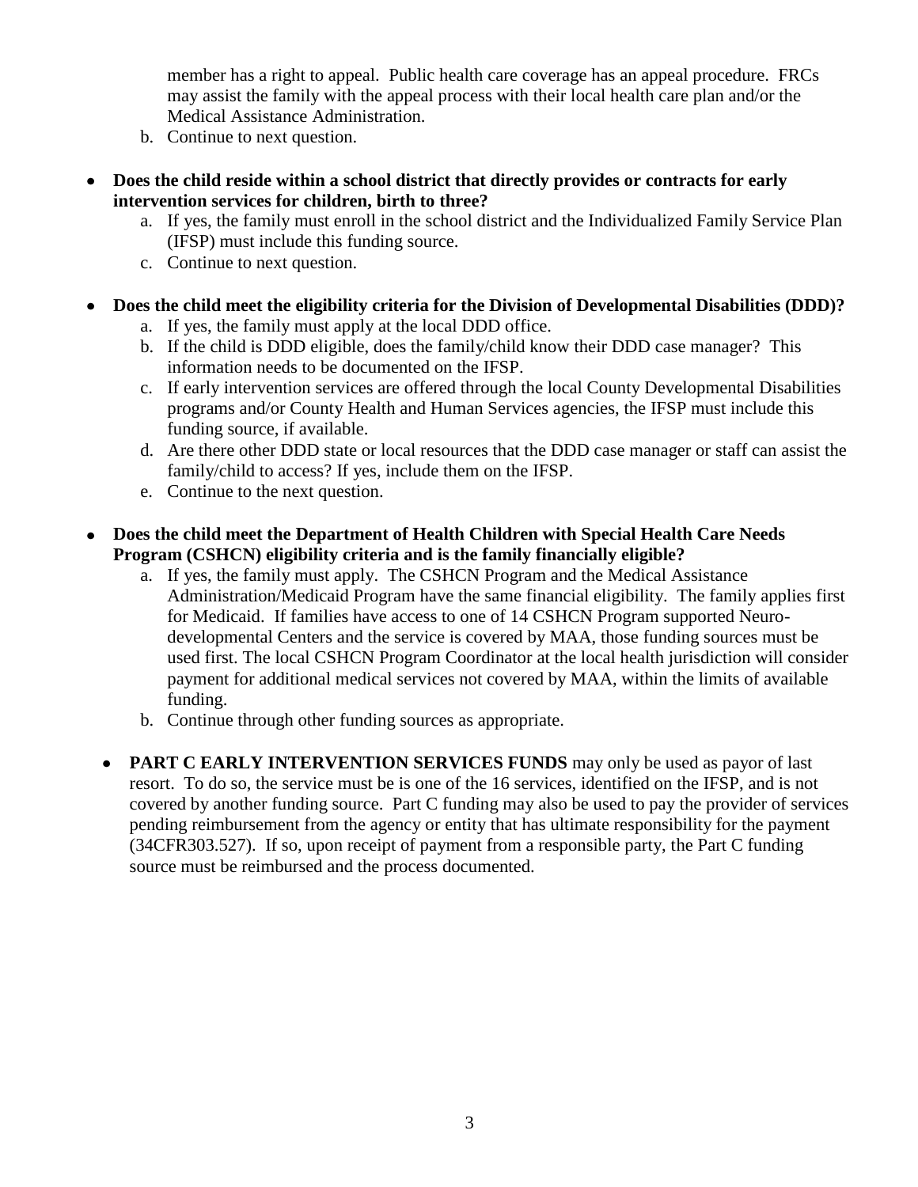member has a right to appeal. Public health care coverage has an appeal procedure. FRCs may assist the family with the appeal process with their local health care plan and/or the Medical Assistance Administration.

b. Continue to next question.

- **Does the child reside within a school district that directly provides or contracts for early intervention services for children, birth to three?**
  a. If yes, the family must enroll in the school district and the Individualized Family Service Plan (IFSP) must include this funding source.
  c. Continue to next question.

- **Does the child meet the eligibility criteria for the Division of Developmental Disabilities (DDD)?**
  a. If yes, the family must apply at the local DDD office.
  b. If the child is DDD eligible, does the family/child know their DDD case manager? This information needs to be documented on the IFSP.
  c. If early intervention services are offered through the local County Developmental Disabilities programs and/or County Health and Human Services agencies, the IFSP must include this funding source, if available.
  d. Are there other DDD state or local resources that the DDD case manager or staff can assist the family/child to access? If yes, include them on the IFSP.
  e. Continue to the next question.

- **Does the child meet the Department of Health Children with Special Health Care Needs Program (CSHCN) eligibility criteria and is the family financially eligible?**
  a. If yes, the family must apply. The CSHCN Program and the Medical Assistance Administration/Medicaid Program have the same financial eligibility. The family applies first for Medicaid. If families have access to one of 14 CSHCN Program supported Neuro-developmental Centers and the service is covered by MAA, those funding sources must be used first. The local CSHCN Program Coordinator at the local health jurisdiction will consider payment for additional medical services not covered by MAA, within the limits of available funding.
  b. Continue through other funding sources as appropriate.

- **PART C EARLY INTERVENTION SERVICES FUNDS** may only be used as payor of last resort. To do so, the service must be is one of the 16 services, identified on the IFSP, and is not covered by another funding source. Part C funding may also be used to pay the provider of services pending reimbursement from the agency or entity that has ultimate responsibility for the payment (34CFR303.527). If so, upon receipt of payment from a responsible party, the Part C funding source must be reimbursed and the process documented.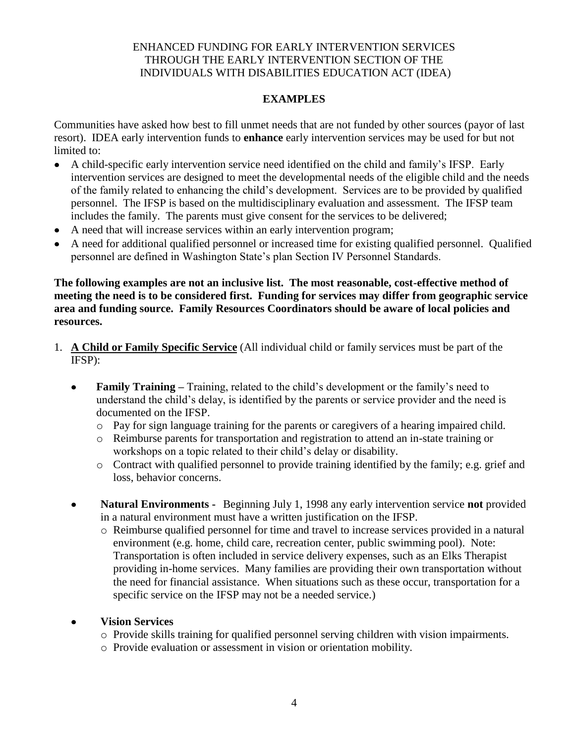ENHANCED FUNDING FOR EARLY INTERVENTION SERVICES THROUGH THE EARLY INTERVENTION SECTION OF THE INDIVIDUALS WITH DISABILITIES EDUCATION ACT (IDEA)

## EXAMPLES

Communities have asked how best to fill unmet needs that are not funded by other sources (payor of last resort). IDEA early intervention funds to **enhance** early intervention services may be used for but not limited to:

- A child-specific early intervention service need identified on the child and family's IFSP. Early intervention services are designed to meet the developmental needs of the eligible child and the needs of the family related to enhancing the child's development. Services are to be provided by qualified personnel. The IFSP is based on the multidisciplinary evaluation and assessment. The IFSP team includes the family. The parents must give consent for the services to be delivered;
- A need that will increase services within an early intervention program;
- A need for additional qualified personnel or increased time for existing qualified personnel. Qualified personnel are defined in Washington State's plan Section IV Personnel Standards.

**The following examples are not an inclusive list. The most reasonable, cost-effective method of meeting the need is to be considered first. Funding for services may differ from geographic service area and funding source. Family Resources Coordinators should be aware of local policies and resources.**

1. **A Child or Family Specific Service** (All individual child or family services must be part of the IFSP):

   - **Family Training –** Training, related to the child's development or the family's need to understand the child's delay, is identified by the parents or service provider and the need is documented on the IFSP.
     - Pay for sign language training for the parents or caregivers of a hearing impaired child.
     - Reimburse parents for transportation and registration to attend an in-state training or workshops on a topic related to their child's delay or disability.
     - Contract with qualified personnel to provide training identified by the family; e.g. grief and loss, behavior concerns.

   - **Natural Environments -** Beginning July 1, 1998 any early intervention service **not** provided in a natural environment must have a written justification on the IFSP.
     - Reimburse qualified personnel for time and travel to increase services provided in a natural environment (e.g. home, child care, recreation center, public swimming pool). Note: Transportation is often included in service delivery expenses, such as an Elks Therapist providing in-home services. Many families are providing their own transportation without the need for financial assistance. When situations such as these occur, transportation for a specific service on the IFSP may not be a needed service.)

   - **Vision Services**
     - Provide skills training for qualified personnel serving children with vision impairments.
     - Provide evaluation or assessment in vision or orientation mobility.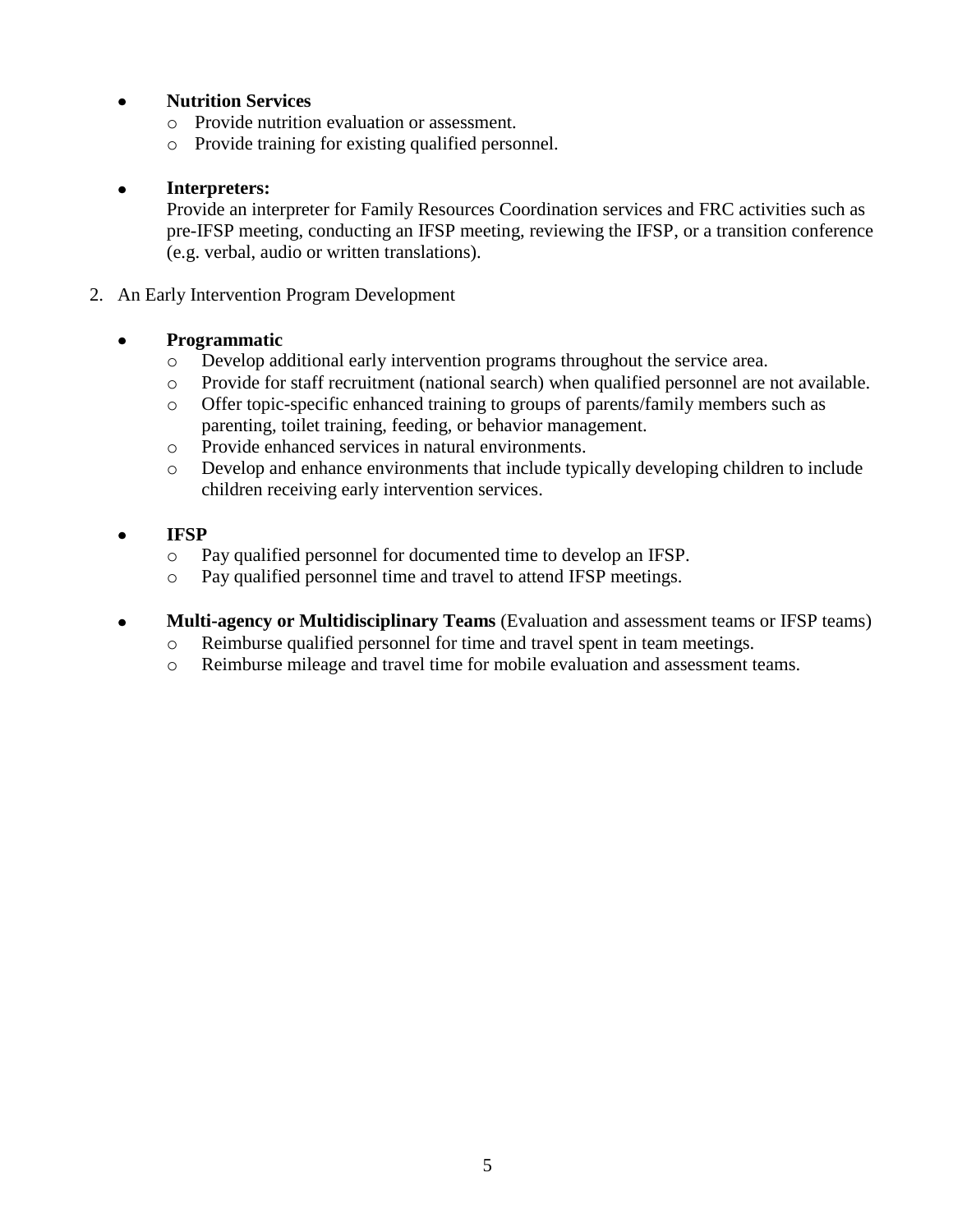- **Nutrition Services**
  - Provide nutrition evaluation or assessment.
  - Provide training for existing qualified personnel.

- **Interpreters:**
  Provide an interpreter for Family Resources Coordination services and FRC activities such as pre-IFSP meeting, conducting an IFSP meeting, reviewing the IFSP, or a transition conference (e.g. verbal, audio or written translations).

2. An Early Intervention Program Development

- **Programmatic**
  - Develop additional early intervention programs throughout the service area.
  - Provide for staff recruitment (national search) when qualified personnel are not available.
  - Offer topic-specific enhanced training to groups of parents/family members such as parenting, toilet training, feeding, or behavior management.
  - Provide enhanced services in natural environments.
  - Develop and enhance environments that include typically developing children to include children receiving early intervention services.

- **IFSP**
  - Pay qualified personnel for documented time to develop an IFSP.
  - Pay qualified personnel time and travel to attend IFSP meetings.

- **Multi-agency or Multidisciplinary Teams** (Evaluation and assessment teams or IFSP teams)
  - Reimburse qualified personnel for time and travel spent in team meetings.
  - Reimburse mileage and travel time for mobile evaluation and assessment teams.